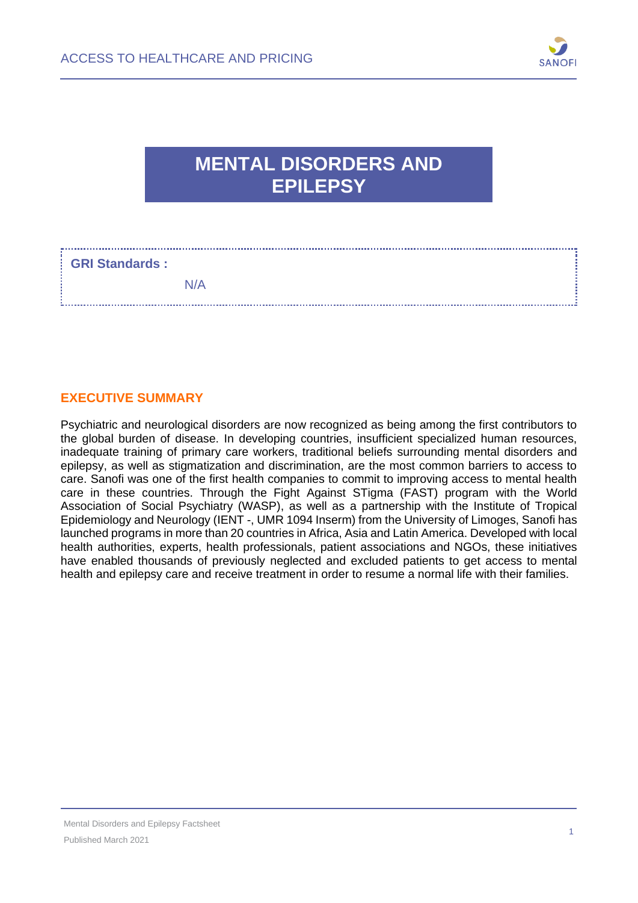# MENTAL DISORDERS AND EPILEPSY

**GRI Standards :**

N/A

## EXECUTIVE SUMMARY

Psychiatric and neurological disorders are now recognized as being among the first contributors to the global burden of disease. In developing countries, insufficient specialized human resources, inadequate training of primary care workers, traditional beliefs surrounding mental disorders and epilepsy, as well as stigmatization and discrimination, are the most common barriers to access to care. Sanofi was one of the first health companies to commit to improving access to mental health care in these countries. Through the Fight Against STigma (FAST) program with the World Association of Social Psychiatry (WASP), as well as a partnership with the Institute of Tropical Epidemiology and Neurology (IENT -, UMR 1094 Inserm) from the University of Limoges, Sanofi has launched programs in more than 20 countries in Africa, Asia and Latin America. Developed with local health authorities, experts, health professionals, patient associations and NGOs, these initiatives have enabled thousands of previously neglected and excluded patients to get access to mental health and epilepsy care and receive treatment in order to resume a normal life with their families.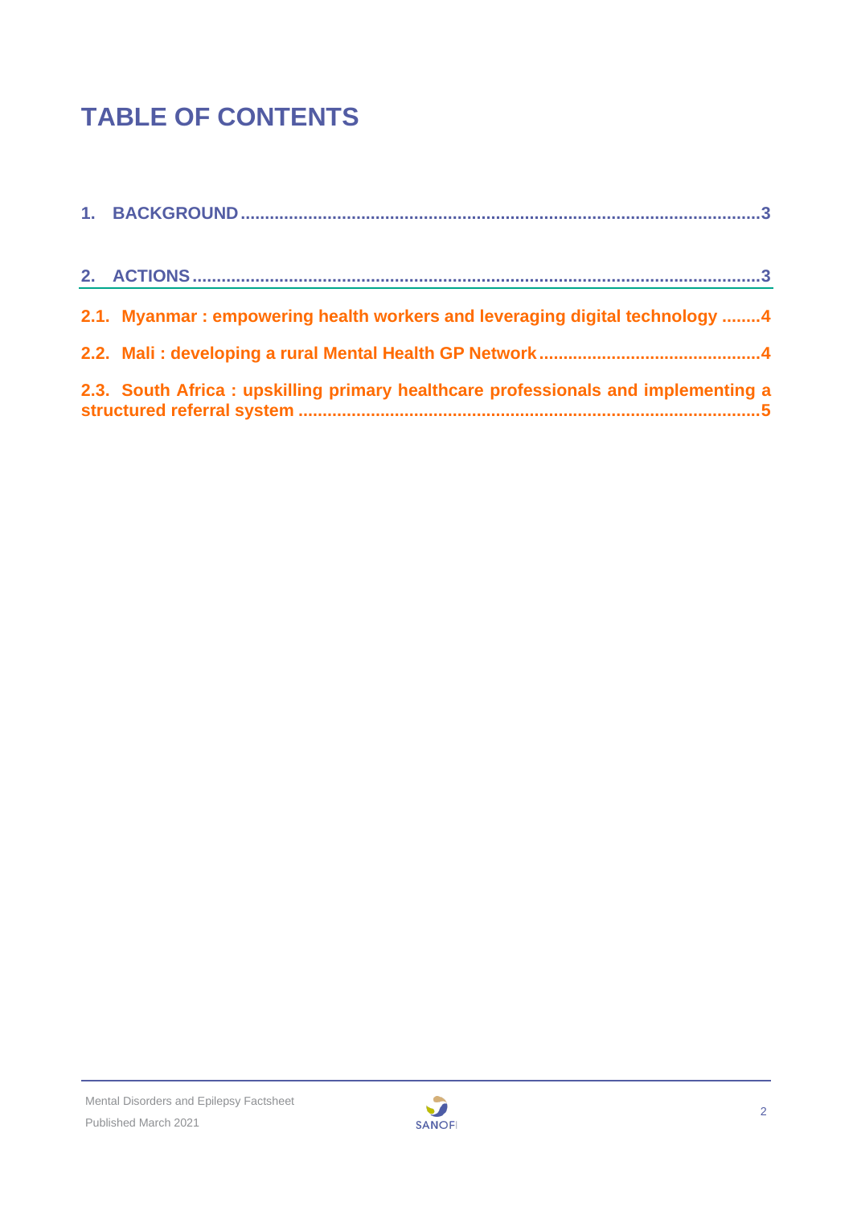# TABLE OF CONTENTS

1. BACKGROUND ........................................................................................................3

2. ACTIONS ..............................................................................................................3

2.1. Myanmar : empowering health workers and leveraging digital technology ........4

2.2. Mali : developing a rural Mental Health GP Network ............................................4

2.3. South Africa : upskilling primary healthcare professionals and implementing a structured referral system ..............................................................................................5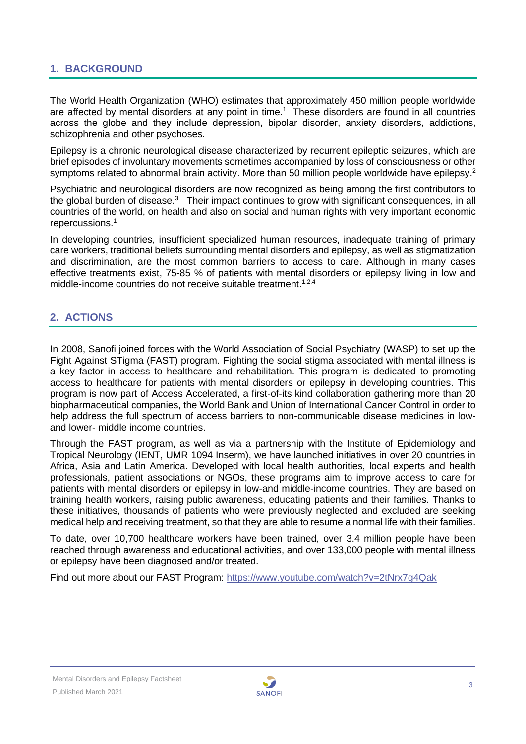## 1. BACKGROUND

The World Health Organization (WHO) estimates that approximately 450 million people worldwide are affected by mental disorders at any point in time.[1] These disorders are found in all countries across the globe and they include depression, bipolar disorder, anxiety disorders, addictions, schizophrenia and other psychoses.

Epilepsy is a chronic neurological disease characterized by recurrent epileptic seizures, which are brief episodes of involuntary movements sometimes accompanied by loss of consciousness or other symptoms related to abnormal brain activity. More than 50 million people worldwide have epilepsy.[2]

Psychiatric and neurological disorders are now recognized as being among the first contributors to the global burden of disease.[3] Their impact continues to grow with significant consequences, in all countries of the world, on health and also on social and human rights with very important economic repercussions.[1]

In developing countries, insufficient specialized human resources, inadequate training of primary care workers, traditional beliefs surrounding mental disorders and epilepsy, as well as stigmatization and discrimination, are the most common barriers to access to care. Although in many cases effective treatments exist, 75-85 % of patients with mental disorders or epilepsy living in low and middle-income countries do not receive suitable treatment.[1,2,4]

## 2. ACTIONS

In 2008, Sanofi joined forces with the World Association of Social Psychiatry (WASP) to set up the Fight Against STigma (FAST) program. Fighting the social stigma associated with mental illness is a key factor in access to healthcare and rehabilitation. This program is dedicated to promoting access to healthcare for patients with mental disorders or epilepsy in developing countries. This program is now part of Access Accelerated, a first-of-its kind collaboration gathering more than 20 biopharmaceutical companies, the World Bank and Union of International Cancer Control in order to help address the full spectrum of access barriers to non-communicable disease medicines in low- and lower- middle income countries.

Through the FAST program, as well as via a partnership with the Institute of Epidemiology and Tropical Neurology (IENT, UMR 1094 Inserm), we have launched initiatives in over 20 countries in Africa, Asia and Latin America. Developed with local health authorities, local experts and health professionals, patient associations or NGOs, these programs aim to improve access to care for patients with mental disorders or epilepsy in low-and middle-income countries. They are based on training health workers, raising public awareness, educating patients and their families. Thanks to these initiatives, thousands of patients who were previously neglected and excluded are seeking medical help and receiving treatment, so that they are able to resume a normal life with their families.

To date, over 10,700 healthcare workers have been trained, over 3.4 million people have been reached through awareness and educational activities, and over 133,000 people with mental illness or epilepsy have been diagnosed and/or treated.

Find out more about our FAST Program: https://www.youtube.com/watch?v=2tNrx7g4Qak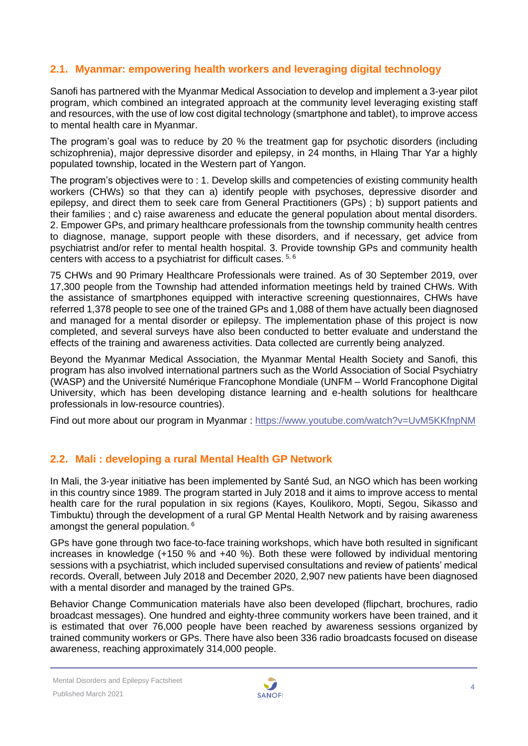## 2.1. Myanmar: empowering health workers and leveraging digital technology

Sanofi has partnered with the Myanmar Medical Association to develop and implement a 3-year pilot program, which combined an integrated approach at the community level leveraging existing staff and resources, with the use of low cost digital technology (smartphone and tablet), to improve access to mental health care in Myanmar.

The program's goal was to reduce by 20 % the treatment gap for psychotic disorders (including schizophrenia), major depressive disorder and epilepsy, in 24 months, in Hlaing Thar Yar a highly populated township, located in the Western part of Yangon.

The program's objectives were to : 1. Develop skills and competencies of existing community health workers (CHWs) so that they can a) identify people with psychoses, depressive disorder and epilepsy, and direct them to seek care from General Practitioners (GPs) ; b) support patients and their families ; and c) raise awareness and educate the general population about mental disorders. 2. Empower GPs, and primary healthcare professionals from the township community health centres to diagnose, manage, support people with these disorders, and if necessary, get advice from psychiatrist and/or refer to mental health hospital. 3. Provide township GPs and community health centers with access to a psychiatrist for difficult cases. [5, 6]

75 CHWs and 90 Primary Healthcare Professionals were trained. As of 30 September 2019, over 17,300 people from the Township had attended information meetings held by trained CHWs. With the assistance of smartphones equipped with interactive screening questionnaires, CHWs have referred 1,378 people to see one of the trained GPs and 1,088 of them have actually been diagnosed and managed for a mental disorder or epilepsy. The implementation phase of this project is now completed, and several surveys have also been conducted to better evaluate and understand the effects of the training and awareness activities. Data collected are currently being analyzed.

Beyond the Myanmar Medical Association, the Myanmar Mental Health Society and Sanofi, this program has also involved international partners such as the World Association of Social Psychiatry (WASP) and the Université Numérique Francophone Mondiale (UNFM – World Francophone Digital University, which has been developing distance learning and e-health solutions for healthcare professionals in low-resource countries).

Find out more about our program in Myanmar : https://www.youtube.com/watch?v=UvM5KKfnpNM

## 2.2. Mali : developing a rural Mental Health GP Network

In Mali, the 3-year initiative has been implemented by Santé Sud, an NGO which has been working in this country since 1989. The program started in July 2018 and it aims to improve access to mental health care for the rural population in six regions (Kayes, Koulikoro, Mopti, Segou, Sikasso and Timbuktu) through the development of a rural GP Mental Health Network and by raising awareness amongst the general population. [6]

GPs have gone through two face-to-face training workshops, which have both resulted in significant increases in knowledge (+150 % and +40 %). Both these were followed by individual mentoring sessions with a psychiatrist, which included supervised consultations and review of patients' medical records. Overall, between July 2018 and December 2020, 2,907 new patients have been diagnosed with a mental disorder and managed by the trained GPs.

Behavior Change Communication materials have also been developed (flipchart, brochures, radio broadcast messages). One hundred and eighty-three community workers have been trained, and it is estimated that over 76,000 people have been reached by awareness sessions organized by trained community workers or GPs. There have also been 336 radio broadcasts focused on disease awareness, reaching approximately 314,000 people.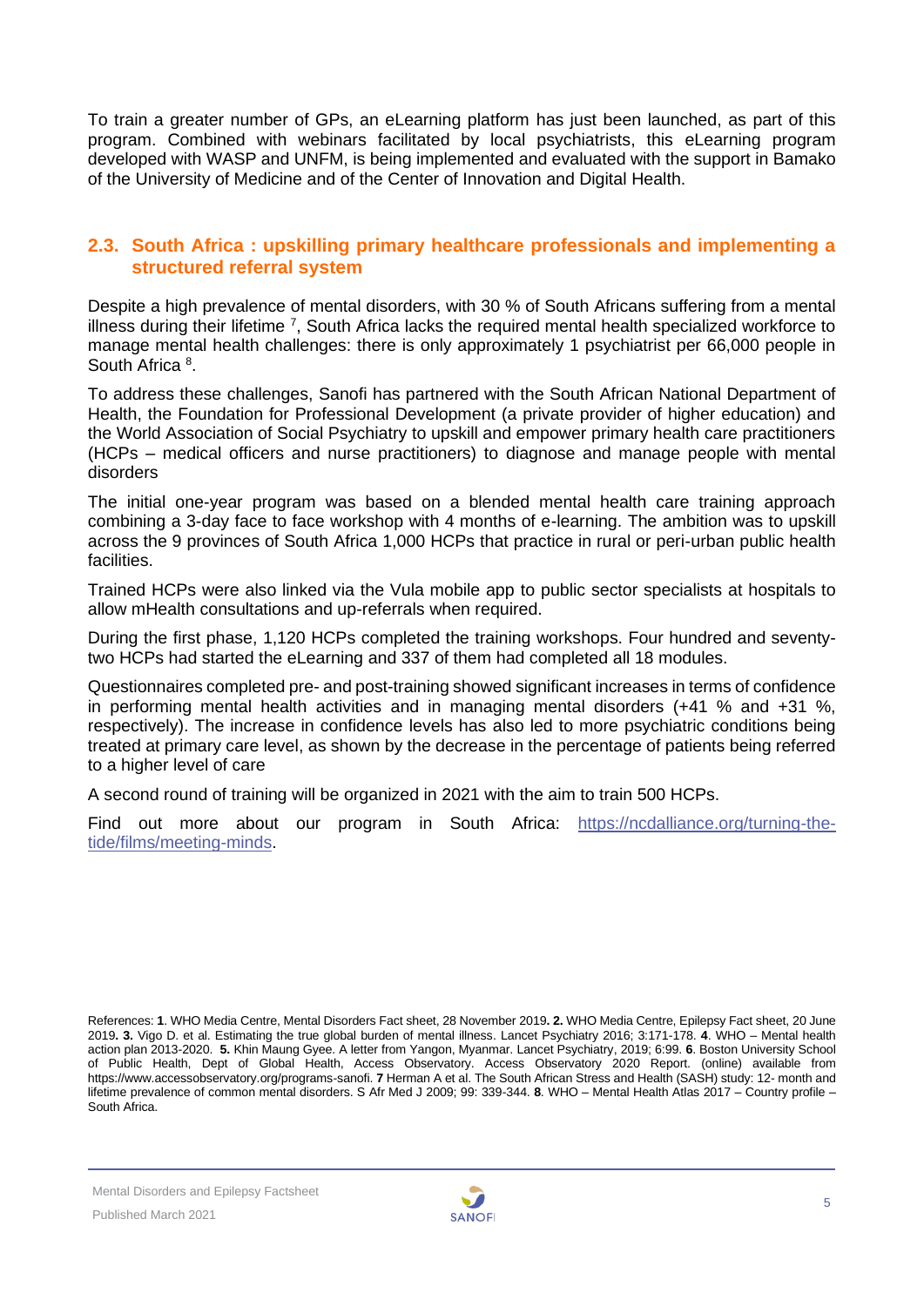To train a greater number of GPs, an eLearning platform has just been launched, as part of this program. Combined with webinars facilitated by local psychiatrists, this eLearning program developed with WASP and UNFM, is being implemented and evaluated with the support in Bamako of the University of Medicine and of the Center of Innovation and Digital Health.

## 2.3. South Africa : upskilling primary healthcare professionals and implementing a structured referral system

Despite a high prevalence of mental disorders, with 30 % of South Africans suffering from a mental illness during their lifetime [7], South Africa lacks the required mental health specialized workforce to manage mental health challenges: there is only approximately 1 psychiatrist per 66,000 people in South Africa [8].

To address these challenges, Sanofi has partnered with the South African National Department of Health, the Foundation for Professional Development (a private provider of higher education) and the World Association of Social Psychiatry to upskill and empower primary health care practitioners (HCPs – medical officers and nurse practitioners) to diagnose and manage people with mental disorders

The initial one-year program was based on a blended mental health care training approach combining a 3-day face to face workshop with 4 months of e-learning. The ambition was to upskill across the 9 provinces of South Africa 1,000 HCPs that practice in rural or peri-urban public health facilities.

Trained HCPs were also linked via the Vula mobile app to public sector specialists at hospitals to allow mHealth consultations and up-referrals when required.

During the first phase, 1,120 HCPs completed the training workshops. Four hundred and seventy-two HCPs had started the eLearning and 337 of them had completed all 18 modules.

Questionnaires completed pre- and post-training showed significant increases in terms of confidence in performing mental health activities and in managing mental disorders (+41 % and +31 %, respectively). The increase in confidence levels has also led to more psychiatric conditions being treated at primary care level, as shown by the decrease in the percentage of patients being referred to a higher level of care

A second round of training will be organized in 2021 with the aim to train 500 HCPs.

Find out more about our program in South Africa: [https://ncdalliance.org/turning-the-tide/films/meeting-minds](https://ncdalliance.org/turning-the-tide/films/meeting-minds).

References: **1**. WHO Media Centre, Mental Disorders Fact sheet, 28 November 2019**. 2.** WHO Media Centre, Epilepsy Fact sheet, 20 June 2019**. 3.** Vigo D. et al. Estimating the true global burden of mental illness. Lancet Psychiatry 2016; 3:171-178. **4**. WHO – Mental health action plan 2013-2020. **5.** Khin Maung Gyee. A letter from Yangon, Myanmar. Lancet Psychiatry, 2019; 6:99. **6**. Boston University School of Public Health, Dept of Global Health, Access Observatory. Access Observatory 2020 Report. (online) available from https://www.accessobservatory.org/programs-sanofi. **7** Herman A et al. The South African Stress and Health (SASH) study: 12- month and lifetime prevalence of common mental disorders. S Afr Med J 2009; 99: 339-344. **8**. WHO – Mental Health Atlas 2017 – Country profile – South Africa.